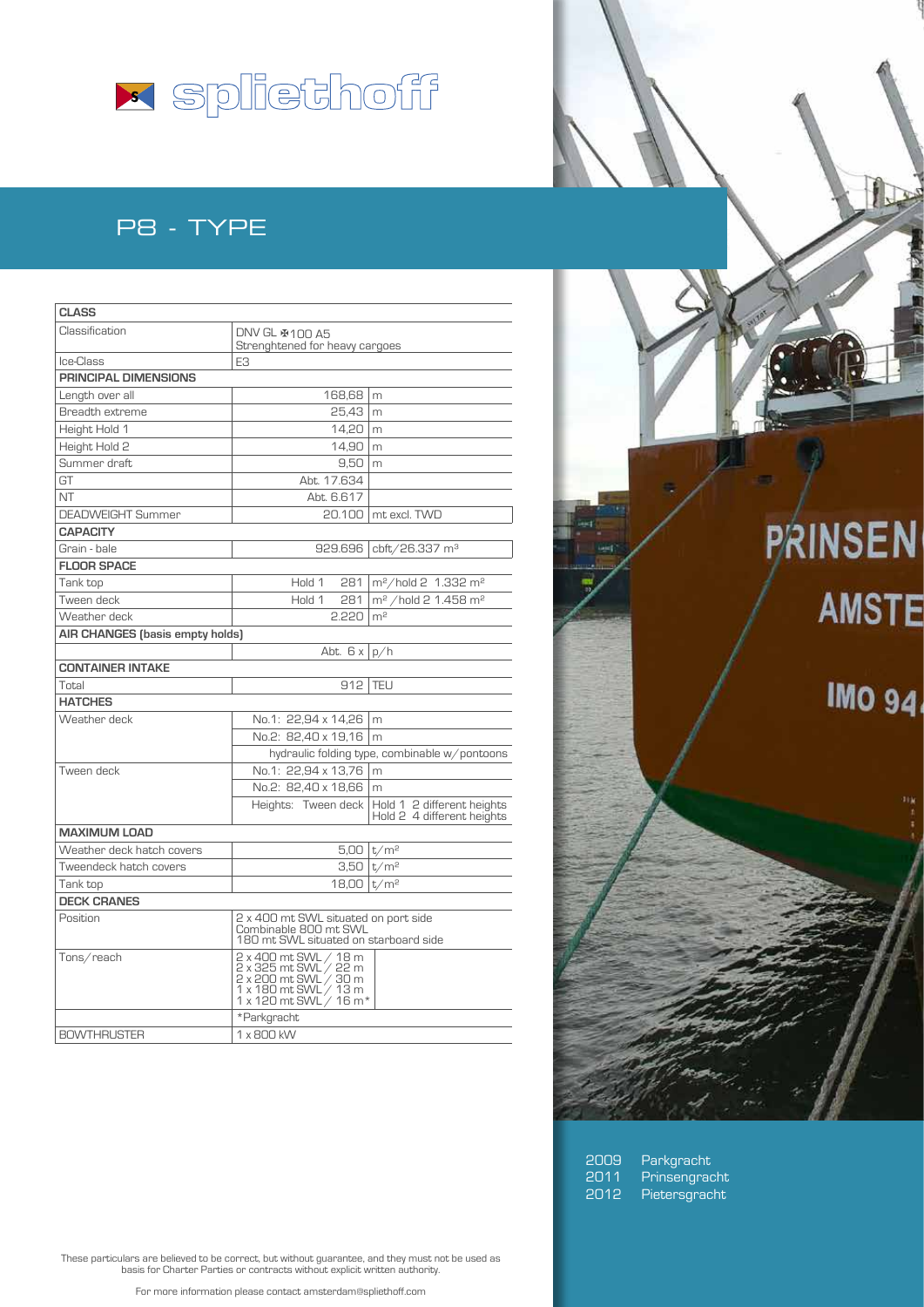# spliethoff

## P8 - TYPE

| CLASS | | |
|---|---|---|
| Classification | DNV GL ✠100 A5 Strenghtened for heavy cargoes | |
| Ice-Class | E3 | |
| **PRINCIPAL DIMENSIONS** | | |
| Length over all | 168,68 | m |
| Breadth extreme | 25,43 | m |
| Height Hold 1 | 14,20 | m |
| Height Hold 2 | 14,90 | m |
| Summer draft | 9,50 | m |
| GT | Abt. 17.634 | |
| NT | Abt. 6.617 | |
| DEADWEIGHT Summer | 20.100 | mt excl. TWD |
| **CAPACITY** | | |
| Grain - bale | 929.696 | cbft/26.337 m³ |
| **FLOOR SPACE** | | |
| Tank top | Hold 1 281 | m²/hold 2 1.332 m² |
| Tween deck | Hold 1 281 | m² /hold 2 1.458 m² |
| Weather deck | 2.220 | m² |
| **AIR CHANGES (basis empty holds)** | | |
| | Abt. 6 x | p/h |
| **CONTAINER INTAKE** | | |
| Total | 912 | TEU |
| **HATCHES** | | |
| Weather deck | No.1: 22,94 x 14,26 | m |
| | No.2: 82,40 x 19,16 | m |
| | hydraulic folding type, combinable w/pontoons | |
| Tween deck | No.1: 22,94 x 13,76 | m |
| | No.2: 82,40 x 18,66 | m |
| | Heights: Tween deck | Hold 1 2 different heights Hold 2 4 different heights |
| **MAXIMUM LOAD** | | |
| Weather deck hatch covers | 5,00 | t/m² |
| Tweendeck hatch covers | 3,50 | t/m² |
| Tank top | 18,00 | t/m² |
| **DECK CRANES** | | |
| Position | 2 x 400 mt SWL situated on port side Combinable 800 mt SWL 180 mt SWL situated on starboard side | |
| Tons/reach | 2 x 400 mt SWL / 18 m 2 x 325 mt SWL / 22 m 2 x 200 mt SWL / 30 m 1 x 180 mt SWL / 13 m 1 x 120 mt SWL / 16 m* | |
| | *Parkgracht | |
| BOWTHRUSTER | 1 x 800 kW | |

2009 Parkgracht
2011 Prinsengracht
2012 Pietersgracht

These particulars are believed to be correct, but without guarantee, and they must not be used as basis for Charter Parties or contracts without explicit written authority.

For more information please contact amsterdam@spliethoff.com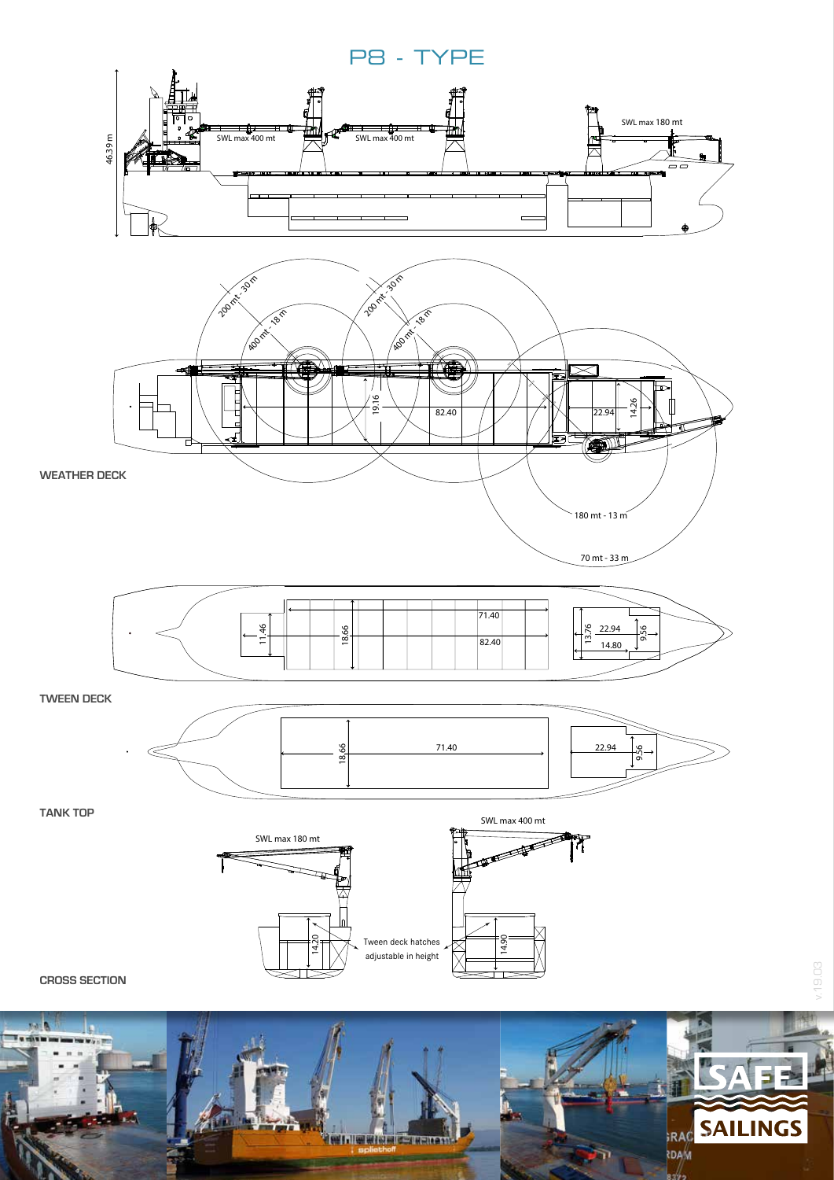# P8 - TYPE

46.39 m

SWL max 400 mt

SWL max 400 mt

SWL max 180 mt

200 mt - 30 m

400 mt - 18 m

200 mt - 30 m

400 mt - 18 m

19.16

82.40

22.94

14.26

180 mt - 13 m

70 mt - 33 m

**WEATHER DECK**

11.46

18.66

71.40

82.40

13.76

22.94

9.56

14.80

**TWEEN DECK**

18.66

71.40

22.94

9.56

**TANK TOP**

SWL max 180 mt

SWL max 400 mt

14.20

Tween deck hatches adjustable in height

14.90

**CROSS SECTION**

v.19.03

SAFE SAILINGS